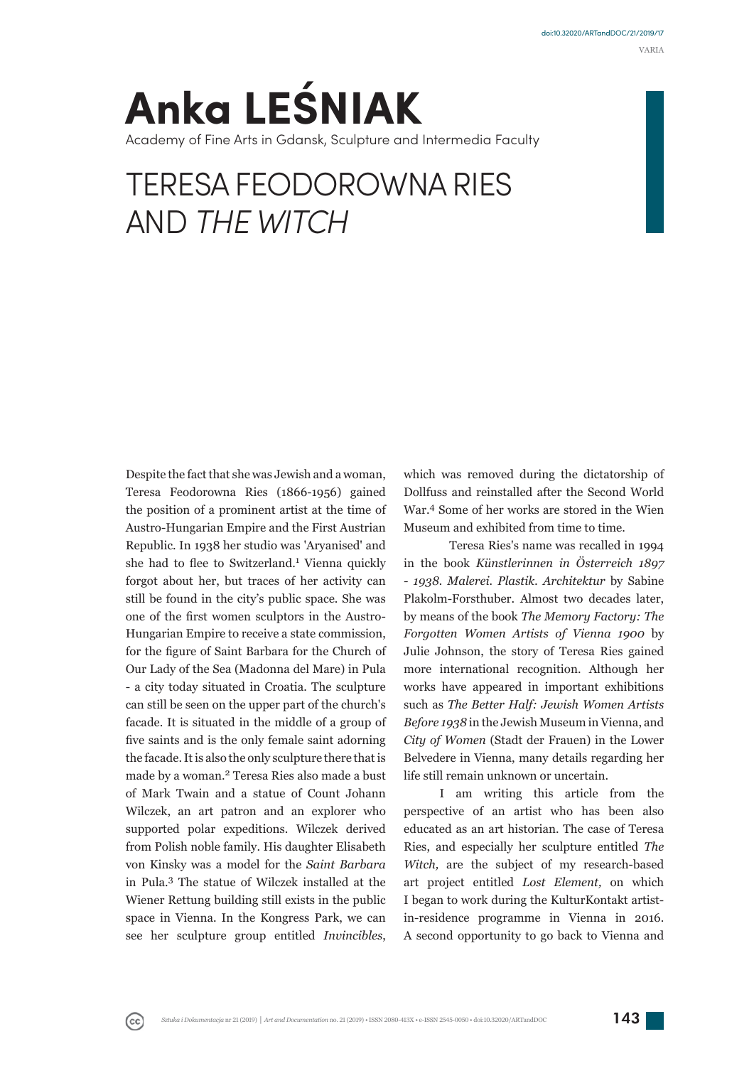# Anka LEŚNIAK

Academy of Fine Arts in Gdansk, Sculpture and Intermedia Faculty

## TERESA FEODOROWNA RIES AND *THE WITCH*

Despite the fact that she was Jewish and a woman, Teresa Feodorowna Ries (1866-1956) gained the position of a prominent artist at the time of Austro-Hungarian Empire and the First Austrian Republic. In 1938 her studio was 'Aryanised' and she had to flee to Switzerland.[1] Vienna quickly forgot about her, but traces of her activity can still be found in the city's public space. She was one of the first women sculptors in the Austro-Hungarian Empire to receive a state commission, for the figure of Saint Barbara for the Church of Our Lady of the Sea (Madonna del Mare) in Pula - a city today situated in Croatia. The sculpture can still be seen on the upper part of the church's facade. It is situated in the middle of a group of five saints and is the only female saint adorning the facade. It is also the only sculpture there that is made by a woman.[2] Teresa Ries also made a bust of Mark Twain and a statue of Count Johann Wilczek, an art patron and an explorer who supported polar expeditions. Wilczek derived from Polish noble family. His daughter Elisabeth von Kinsky was a model for the *Saint Barbara* in Pula.[3] The statue of Wilczek installed at the Wiener Rettung building still exists in the public space in Vienna. In the Kongress Park, we can see her sculpture group entitled *Invincibles*, which was removed during the dictatorship of Dollfuss and reinstalled after the Second World War.[4] Some of her works are stored in the Wien Museum and exhibited from time to time.

Teresa Ries's name was recalled in 1994 in the book *Künstlerinnen in Österreich 1897 - 1938. Malerei. Plastik. Architektur* by Sabine Plakolm-Forsthuber. Almost two decades later, by means of the book *The Memory Factory: The Forgotten Women Artists of Vienna 1900* by Julie Johnson, the story of Teresa Ries gained more international recognition. Although her works have appeared in important exhibitions such as *The Better Half: Jewish Women Artists Before 1938* in the Jewish Museum in Vienna, and *City of Women* (Stadt der Frauen) in the Lower Belvedere in Vienna, many details regarding her life still remain unknown or uncertain.

I am writing this article from the perspective of an artist who has been also educated as an art historian. The case of Teresa Ries, and especially her sculpture entitled *The Witch,* are the subject of my research-based art project entitled *Lost Element,* on which I began to work during the KulturKontakt artist-in-residence programme in Vienna in 2016. A second opportunity to go back to Vienna and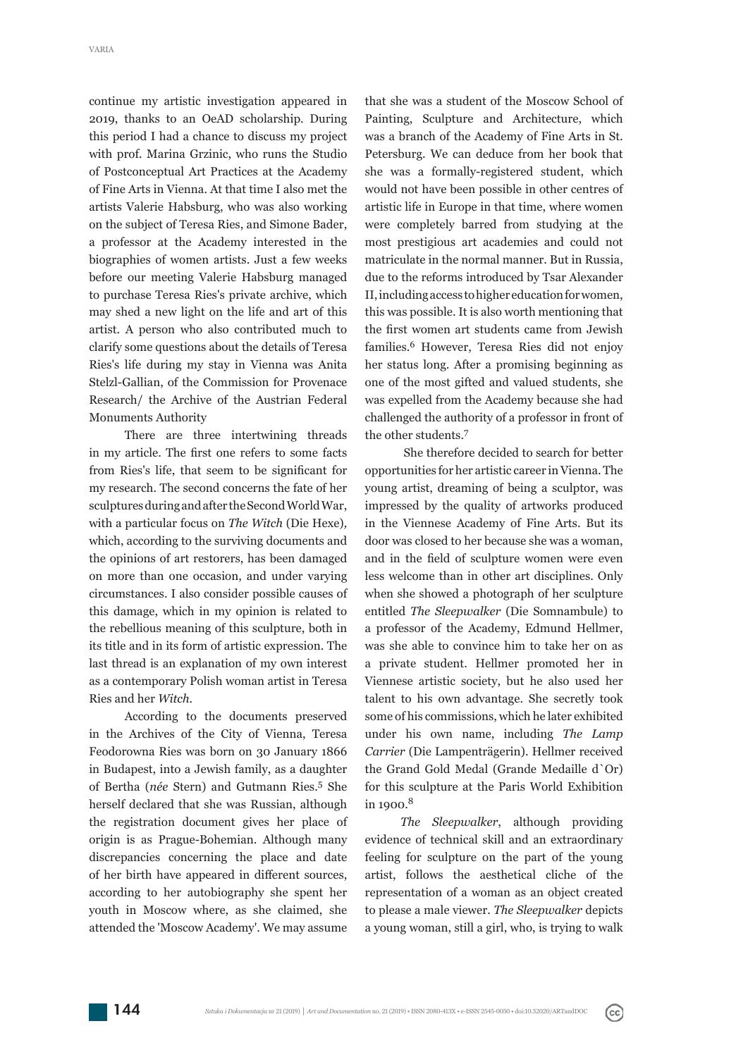continue my artistic investigation appeared in 2019, thanks to an OeAD scholarship. During this period I had a chance to discuss my project with prof. Marina Grzinic, who runs the Studio of Postconceptual Art Practices at the Academy of Fine Arts in Vienna. At that time I also met the artists Valerie Habsburg, who was also working on the subject of Teresa Ries, and Simone Bader, a professor at the Academy interested in the biographies of women artists. Just a few weeks before our meeting Valerie Habsburg managed to purchase Teresa Ries's private archive, which may shed a new light on the life and art of this artist. A person who also contributed much to clarify some questions about the details of Teresa Ries's life during my stay in Vienna was Anita Stelzl-Gallian, of the Commission for Provenace Research/ the Archive of the Austrian Federal Monuments Authority

There are three intertwining threads in my article. The first one refers to some facts from Ries's life, that seem to be significant for my research. The second concerns the fate of her sculptures during and after the Second World War, with a particular focus on *The Witch* (Die Hexe), which, according to the surviving documents and the opinions of art restorers, has been damaged on more than one occasion, and under varying circumstances. I also consider possible causes of this damage, which in my opinion is related to the rebellious meaning of this sculpture, both in its title and in its form of artistic expression. The last thread is an explanation of my own interest as a contemporary Polish woman artist in Teresa Ries and her *Witch*.

According to the documents preserved in the Archives of the City of Vienna, Teresa Feodorowna Ries was born on 30 January 1866 in Budapest, into a Jewish family, as a daughter of Bertha (*née* Stern) and Gutmann Ries.[5] She herself declared that she was Russian, although the registration document gives her place of origin is as Prague-Bohemian. Although many discrepancies concerning the place and date of her birth have appeared in different sources, according to her autobiography she spent her youth in Moscow where, as she claimed, she attended the 'Moscow Academy'. We may assume that she was a student of the Moscow School of Painting, Sculpture and Architecture, which was a branch of the Academy of Fine Arts in St. Petersburg. We can deduce from her book that she was a formally-registered student, which would not have been possible in other centres of artistic life in Europe in that time, where women were completely barred from studying at the most prestigious art academies and could not matriculate in the normal manner. But in Russia, due to the reforms introduced by Tsar Alexander II, including access to higher education for women, this was possible. It is also worth mentioning that the first women art students came from Jewish families.[6] However, Teresa Ries did not enjoy her status long. After a promising beginning as one of the most gifted and valued students, she was expelled from the Academy because she had challenged the authority of a professor in front of the other students.[7]

She therefore decided to search for better opportunities for her artistic career in Vienna. The young artist, dreaming of being a sculptor, was impressed by the quality of artworks produced in the Viennese Academy of Fine Arts. But its door was closed to her because she was a woman, and in the field of sculpture women were even less welcome than in other art disciplines. Only when she showed a photograph of her sculpture entitled *The Sleepwalker* (Die Somnambule) to a professor of the Academy, Edmund Hellmer, was she able to convince him to take her on as a private student. Hellmer promoted her in Viennese artistic society, but he also used her talent to his own advantage. She secretly took some of his commissions, which he later exhibited under his own name, including *The Lamp Carrier* (Die Lampenträgerin). Hellmer received the Grand Gold Medal (Grande Medaille d`Or) for this sculpture at the Paris World Exhibition in 1900.[8]

*The Sleepwalker*, although providing evidence of technical skill and an extraordinary feeling for sculpture on the part of the young artist, follows the aesthetical cliche of the representation of a woman as an object created to please a male viewer. *The Sleepwalker* depicts a young woman, still a girl, who, is trying to walk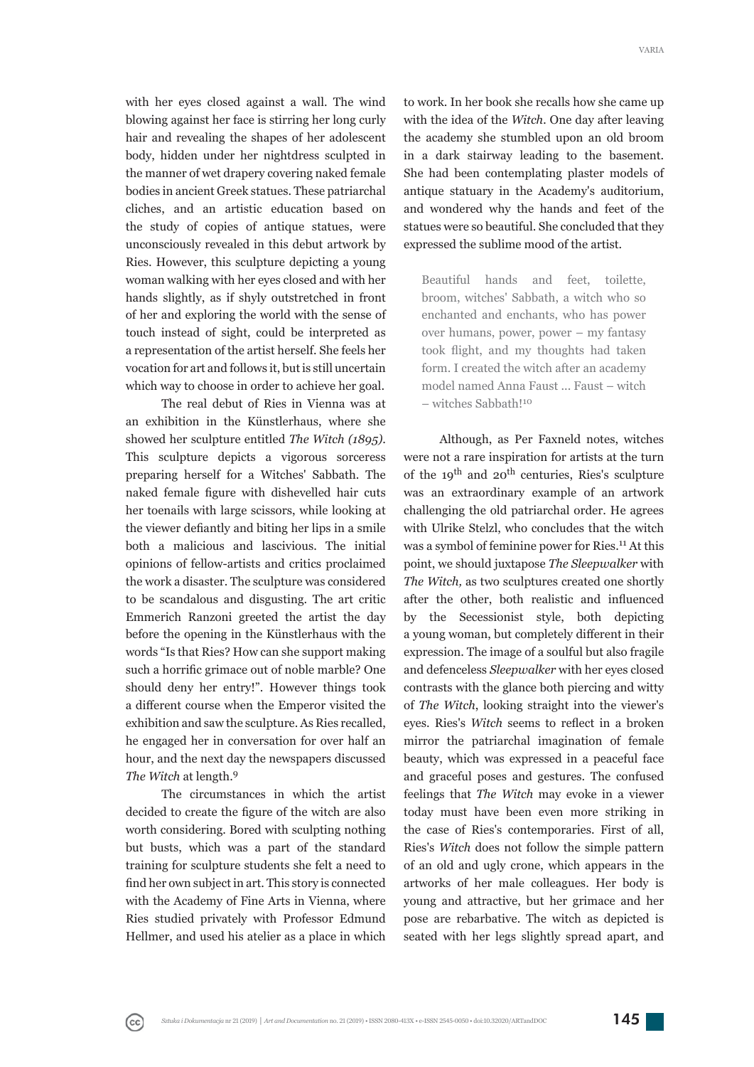with her eyes closed against a wall. The wind blowing against her face is stirring her long curly hair and revealing the shapes of her adolescent body, hidden under her nightdress sculpted in the manner of wet drapery covering naked female bodies in ancient Greek statues. These patriarchal cliches, and an artistic education based on the study of copies of antique statues, were unconsciously revealed in this debut artwork by Ries. However, this sculpture depicting a young woman walking with her eyes closed and with her hands slightly, as if shyly outstretched in front of her and exploring the world with the sense of touch instead of sight, could be interpreted as a representation of the artist herself. She feels her vocation for art and follows it, but is still uncertain which way to choose in order to achieve her goal.

The real debut of Ries in Vienna was at an exhibition in the Künstlerhaus, where she showed her sculpture entitled *The Witch (1895)*. This sculpture depicts a vigorous sorceress preparing herself for a Witches' Sabbath. The naked female figure with dishevelled hair cuts her toenails with large scissors, while looking at the viewer defiantly and biting her lips in a smile both a malicious and lascivious. The initial opinions of fellow-artists and critics proclaimed the work a disaster. The sculpture was considered to be scandalous and disgusting. The art critic Emmerich Ranzoni greeted the artist the day before the opening in the Künstlerhaus with the words "Is that Ries? How can she support making such a horrific grimace out of noble marble? One should deny her entry!". However things took a different course when the Emperor visited the exhibition and saw the sculpture. As Ries recalled, he engaged her in conversation for over half an hour, and the next day the newspapers discussed *The Witch* at length.[9]

The circumstances in which the artist decided to create the figure of the witch are also worth considering. Bored with sculpting nothing but busts, which was a part of the standard training for sculpture students she felt a need to find her own subject in art. This story is connected with the Academy of Fine Arts in Vienna, where Ries studied privately with Professor Edmund Hellmer, and used his atelier as a place in which to work. In her book she recalls how she came up with the idea of the *Witch*. One day after leaving the academy she stumbled upon an old broom in a dark stairway leading to the basement. She had been contemplating plaster models of antique statuary in the Academy's auditorium, and wondered why the hands and feet of the statues were so beautiful. She concluded that they expressed the sublime mood of the artist.

> Beautiful hands and feet, toilette, broom, witches' Sabbath, a witch who so enchanted and enchants, who has power over humans, power, power – my fantasy took flight, and my thoughts had taken form. I created the witch after an academy model named Anna Faust ... Faust – witch – witches Sabbath![10]

Although, as Per Faxneld notes, witches were not a rare inspiration for artists at the turn of the 19th and 20th centuries, Ries's sculpture was an extraordinary example of an artwork challenging the old patriarchal order. He agrees with Ulrike Stelzl, who concludes that the witch was a symbol of feminine power for Ries.[11] At this point, we should juxtapose *The Sleepwalker* with *The Witch,* as two sculptures created one shortly after the other, both realistic and influenced by the Secessionist style, both depicting a young woman, but completely different in their expression. The image of a soulful but also fragile and defenceless *Sleepwalker* with her eyes closed contrasts with the glance both piercing and witty of *The Witch*, looking straight into the viewer's eyes. Ries's *Witch* seems to reflect in a broken mirror the patriarchal imagination of female beauty, which was expressed in a peaceful face and graceful poses and gestures. The confused feelings that *The Witch* may evoke in a viewer today must have been even more striking in the case of Ries's contemporaries. First of all, Ries's *Witch* does not follow the simple pattern of an old and ugly crone, which appears in the artworks of her male colleagues. Her body is young and attractive, but her grimace and her pose are rebarbative. The witch as depicted is seated with her legs slightly spread apart, and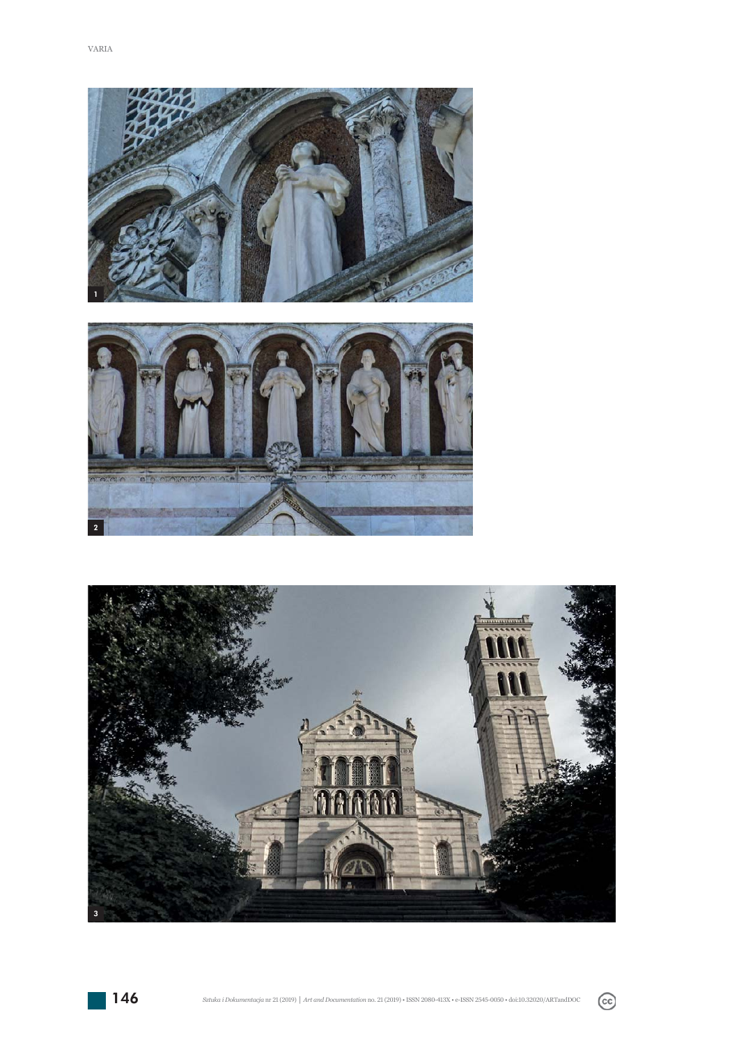1

2

3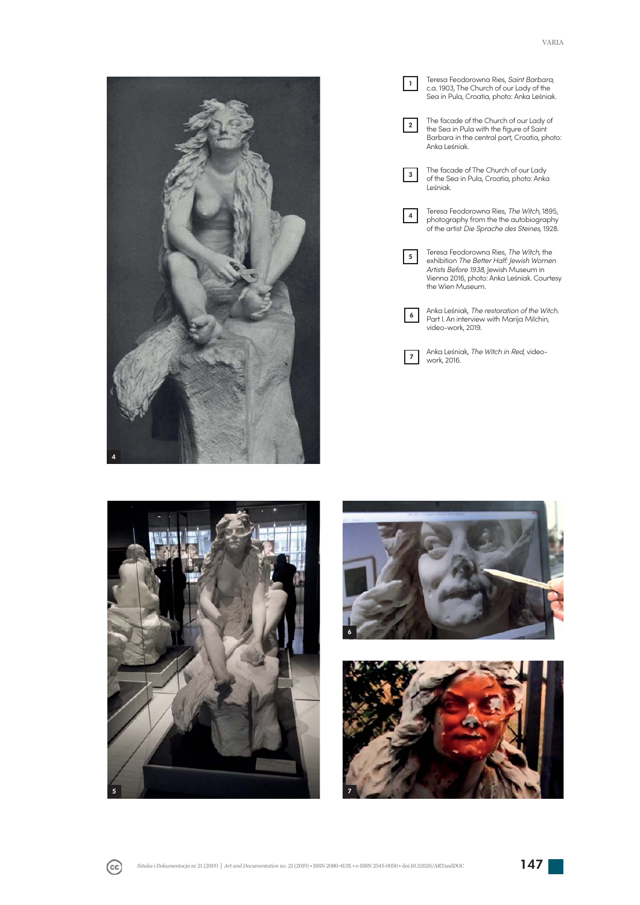1 Teresa Feodorowna Ries, *Saint Barbara*, c.a. 1903, The Church of our Lady of the Sea in Pula, Croatia, photo: Anka Leśniak.

2 The facade of the Church of our Lady of the Sea in Pula with the figure of Saint Barbara in the central part, Croatia, photo: Anka Leśniak.

3 The facade of The Church of our Lady of the Sea in Pula, Croatia, photo: Anka Leśniak.

4 Teresa Feodorowna Ries, *The Witch*, 1895, photography from the the autobiography of the artist *Die Sprache des Steines*, 1928.

5 Teresa Feodorowna Ries, *The Witch*, the exhibition *The Better Half: Jewish Women Artists Before 1938*, Jewish Museum in Vienna 2016, photo: Anka Leśniak. Courtesy the Wien Museum.

6 Anka Leśniak, *The restoration of the Witch.* Part I. An interview with Marija Milchin, video-work, 2019.

7 Anka Leśniak, *The Witch in Red*, video-work, 2016.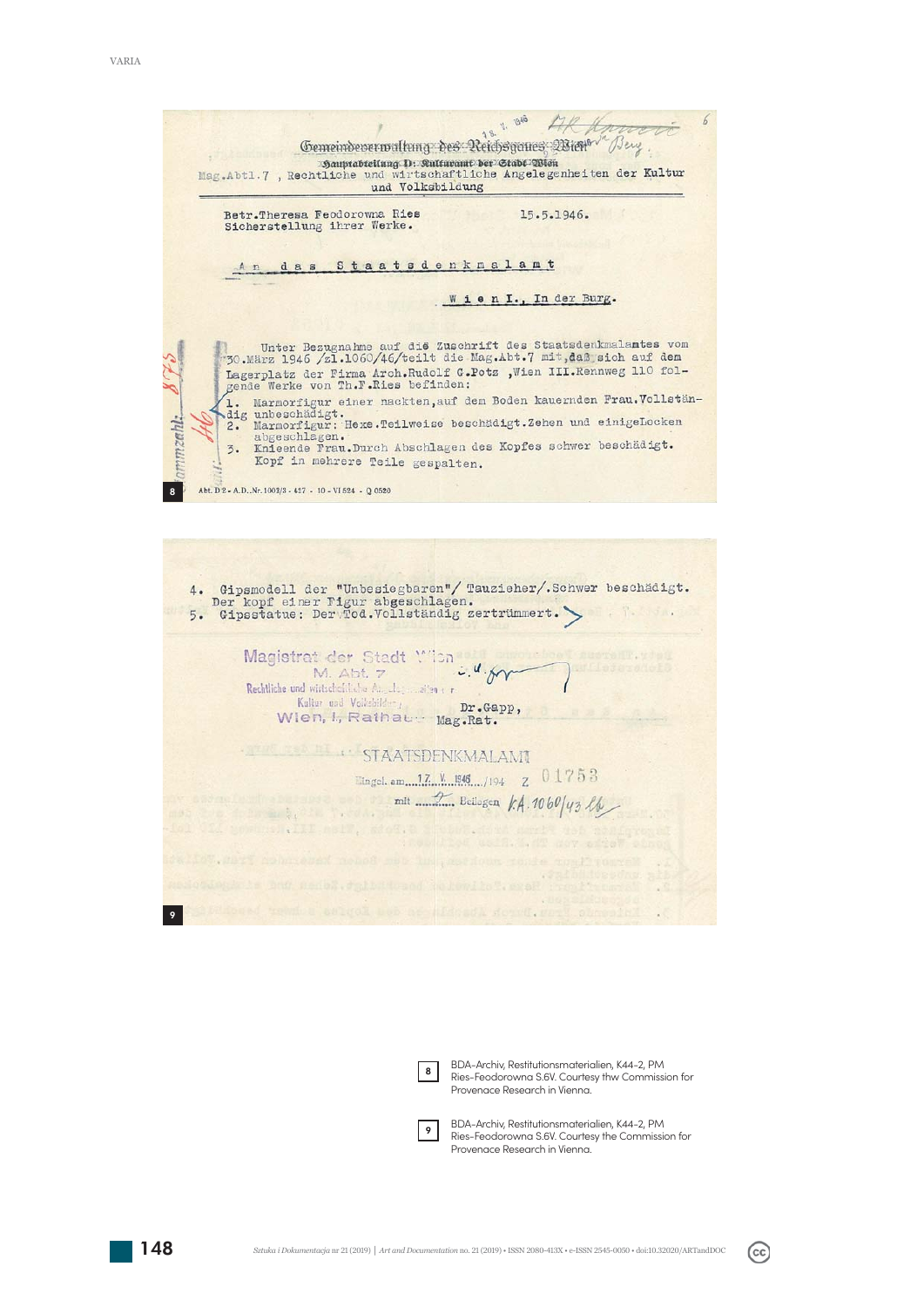Gemeindeverwaltung des Reichsgaues Wien
Hauptabteilung D: Kulturamt der Stadt Wien
Mag.Abtl.7 , Rechtliche und wirtschaftliche Angelegenheiten der Kultur und Volksbildung

Betr.Theresa Feodorowna Ries
Sicherstellung ihrer Werke.

15.5.1946.

An das Staatsdenkmalamt

Wien I., In der Burg.

Unter Bezugnahme auf die Zuschrift des Staatsdenkmalamtes vom 30.März 1946 /zl.1060/46/teilt die Mag.Abt.7 mit, daß sich auf dem Lagerplatz der Firma Arch.Rudolf G.Potz ,Wien III.Rennweg 110 folgende Werke von Th.F.Ries befinden:

1. Marmorfigur einer nackten, auf dem Boden kauernden Frau.Vollständig unbeschädigt.
2. Marmorfigur: Hexe.Teilweise beschädigt.Zehen und einigeLocken abgeschlagen.
3. Knieende Frau.Durch Abschlagen des Kopfes schwer beschädigt. Kopf in mehrere Teile gespalten.

Abt. D 2 - A.D. Nr. 1003/3 - 437 - 10 - VI 524 - Q 0520

8

4. Gipsmodell der "Unbesiegbaren"/ Tauzieher/.Schwer beschädigt. Der kopf einer Figur abgeschlagen.
5. Gipsstatue: Der Tod.Vollständig zertrümmert.

Magistrat der Stadt Wien
M. Abt. 7
Rechtliche und wirtschaftliche Angelegenheiten der Kultur und Volksbildung
Wien, I., Rathaus

Dr.Gapp,
Mag.Rat.

STAATSDENKMALAMT
Eingel. am 17. V. 1946 /194 Z 01753
mit 2 Beilagen K.A. 1060/43

9

8 BDA-Archiv, Restitutionsmaterialien, K44-2, PM Ries-Feodorowna S.6V. Courtesy thw Commission for Provenace Research in Vienna.

9 BDA-Archiv, Restitutionsmaterialien, K44-2, PM Ries-Feodorowna S.6V. Courtesy the Commission for Provenace Research in Vienna.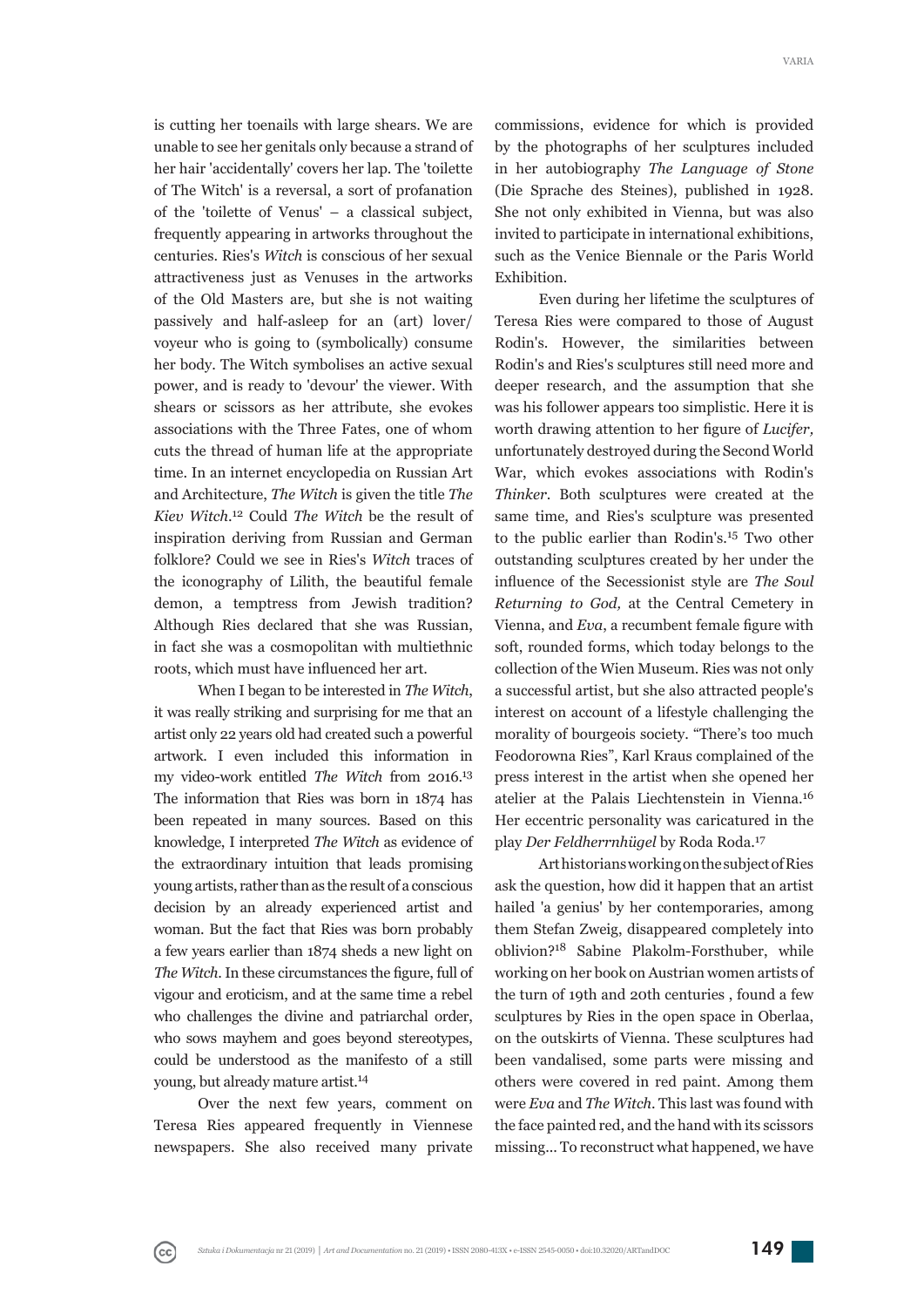is cutting her toenails with large shears. We are unable to see her genitals only because a strand of her hair 'accidentally' covers her lap. The 'toilette of The Witch' is a reversal, a sort of profanation of the 'toilette of Venus' – a classical subject, frequently appearing in artworks throughout the centuries. Ries's *Witch* is conscious of her sexual attractiveness just as Venuses in the artworks of the Old Masters are, but she is not waiting passively and half-asleep for an (art) lover/voyeur who is going to (symbolically) consume her body. The Witch symbolises an active sexual power, and is ready to 'devour' the viewer. With shears or scissors as her attribute, she evokes associations with the Three Fates, one of whom cuts the thread of human life at the appropriate time. In an internet encyclopedia on Russian Art and Architecture, *The Witch* is given the title *The Kiev Witch*.[12] Could *The Witch* be the result of inspiration deriving from Russian and German folklore? Could we see in Ries's *Witch* traces of the iconography of Lilith, the beautiful female demon, a temptress from Jewish tradition? Although Ries declared that she was Russian, in fact she was a cosmopolitan with multiethnic roots, which must have influenced her art.

When I began to be interested in *The Witch*, it was really striking and surprising for me that an artist only 22 years old had created such a powerful artwork. I even included this information in my video-work entitled *The Witch* from 2016.[13] The information that Ries was born in 1874 has been repeated in many sources. Based on this knowledge, I interpreted *The Witch* as evidence of the extraordinary intuition that leads promising young artists, rather than as the result of a conscious decision by an already experienced artist and woman. But the fact that Ries was born probably a few years earlier than 1874 sheds a new light on *The Witch*. In these circumstances the figure, full of vigour and eroticism, and at the same time a rebel who challenges the divine and patriarchal order, who sows mayhem and goes beyond stereotypes, could be understood as the manifesto of a still young, but already mature artist.[14]

Over the next few years, comment on Teresa Ries appeared frequently in Viennese newspapers. She also received many private commissions, evidence for which is provided by the photographs of her sculptures included in her autobiography *The Language of Stone* (Die Sprache des Steines), published in 1928. She not only exhibited in Vienna, but was also invited to participate in international exhibitions, such as the Venice Biennale or the Paris World Exhibition.

Even during her lifetime the sculptures of Teresa Ries were compared to those of August Rodin's. However, the similarities between Rodin's and Ries's sculptures still need more and deeper research, and the assumption that she was his follower appears too simplistic. Here it is worth drawing attention to her figure of *Lucifer,* unfortunately destroyed during the Second World War, which evokes associations with Rodin's *Thinker*. Both sculptures were created at the same time, and Ries's sculpture was presented to the public earlier than Rodin's.[15] Two other outstanding sculptures created by her under the influence of the Secessionist style are *The Soul Returning to God,* at the Central Cemetery in Vienna, and *Eva*, a recumbent female figure with soft, rounded forms, which today belongs to the collection of the Wien Museum. Ries was not only a successful artist, but she also attracted people's interest on account of a lifestyle challenging the morality of bourgeois society. "There's too much Feodorowna Ries", Karl Kraus complained of the press interest in the artist when she opened her atelier at the Palais Liechtenstein in Vienna.[16] Her eccentric personality was caricatured in the play *Der Feldherrnhügel* by Roda Roda.[17]

Art historians working on the subject of Ries ask the question, how did it happen that an artist hailed 'a genius' by her contemporaries, among them Stefan Zweig, disappeared completely into oblivion?[18] Sabine Plakolm-Forsthuber, while working on her book on Austrian women artists of the turn of 19th and 20th centuries , found a few sculptures by Ries in the open space in Oberlaa, on the outskirts of Vienna. These sculptures had been vandalised, some parts were missing and others were covered in red paint. Among them were *Eva* and *The Witch*. This last was found with the face painted red, and the hand with its scissors missing... To reconstruct what happened, we have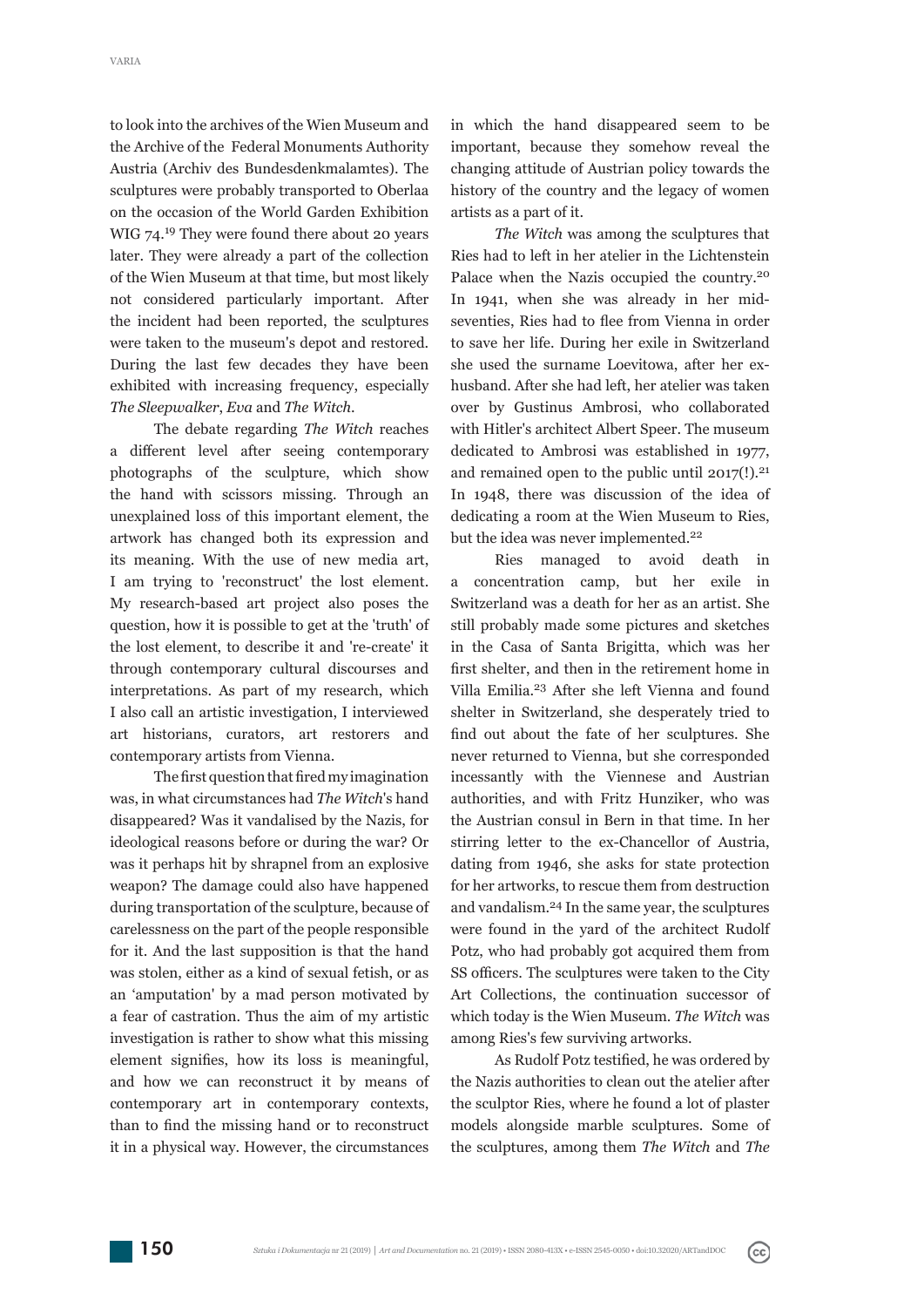to look into the archives of the Wien Museum and the Archive of the Federal Monuments Authority Austria (Archiv des Bundesdenkmalamtes). The sculptures were probably transported to Oberlaa on the occasion of the World Garden Exhibition WIG 74.[19] They were found there about 20 years later. They were already a part of the collection of the Wien Museum at that time, but most likely not considered particularly important. After the incident had been reported, the sculptures were taken to the museum's depot and restored. During the last few decades they have been exhibited with increasing frequency, especially *The Sleepwalker*, *Eva* and *The Witch*.

The debate regarding *The Witch* reaches a different level after seeing contemporary photographs of the sculpture, which show the hand with scissors missing. Through an unexplained loss of this important element, the artwork has changed both its expression and its meaning. With the use of new media art, I am trying to 'reconstruct' the lost element. My research-based art project also poses the question, how it is possible to get at the 'truth' of the lost element, to describe it and 're-create' it through contemporary cultural discourses and interpretations. As part of my research, which I also call an artistic investigation, I interviewed art historians, curators, art restorers and contemporary artists from Vienna.

The first question that fired my imagination was, in what circumstances had *The Witch*'s hand disappeared? Was it vandalised by the Nazis, for ideological reasons before or during the war? Or was it perhaps hit by shrapnel from an explosive weapon? The damage could also have happened during transportation of the sculpture, because of carelessness on the part of the people responsible for it. And the last supposition is that the hand was stolen, either as a kind of sexual fetish, or as an 'amputation' by a mad person motivated by a fear of castration. Thus the aim of my artistic investigation is rather to show what this missing element signifies, how its loss is meaningful, and how we can reconstruct it by means of contemporary art in contemporary contexts, than to find the missing hand or to reconstruct it in a physical way. However, the circumstances in which the hand disappeared seem to be important, because they somehow reveal the changing attitude of Austrian policy towards the history of the country and the legacy of women artists as a part of it.

*The Witch* was among the sculptures that Ries had to left in her atelier in the Lichtenstein Palace when the Nazis occupied the country.[20] In 1941, when she was already in her mid-seventies, Ries had to flee from Vienna in order to save her life. During her exile in Switzerland she used the surname Loevitowa, after her ex-husband. After she had left, her atelier was taken over by Gustinus Ambrosi, who collaborated with Hitler's architect Albert Speer. The museum dedicated to Ambrosi was established in 1977, and remained open to the public until 2017(!).[21] In 1948, there was discussion of the idea of dedicating a room at the Wien Museum to Ries, but the idea was never implemented.[22]

Ries managed to avoid death in a concentration camp, but her exile in Switzerland was a death for her as an artist. She still probably made some pictures and sketches in the Casa of Santa Brigitta, which was her first shelter, and then in the retirement home in Villa Emilia.[23] After she left Vienna and found shelter in Switzerland, she desperately tried to find out about the fate of her sculptures. She never returned to Vienna, but she corresponded incessantly with the Viennese and Austrian authorities, and with Fritz Hunziker, who was the Austrian consul in Bern in that time. In her stirring letter to the ex-Chancellor of Austria, dating from 1946, she asks for state protection for her artworks, to rescue them from destruction and vandalism.[24] In the same year, the sculptures were found in the yard of the architect Rudolf Potz, who had probably got acquired them from SS officers. The sculptures were taken to the City Art Collections, the continuation successor of which today is the Wien Museum. *The Witch* was among Ries's few surviving artworks.

As Rudolf Potz testified, he was ordered by the Nazis authorities to clean out the atelier after the sculptor Ries, where he found a lot of plaster models alongside marble sculptures. Some of the sculptures, among them *The Witch* and *The*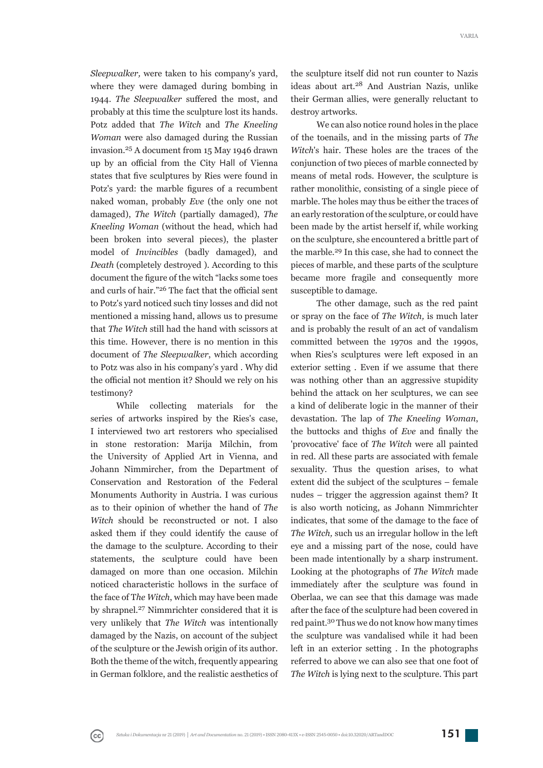*Sleepwalker,* were taken to his company's yard, where they were damaged during bombing in 1944. *The Sleepwalker* suffered the most, and probably at this time the sculpture lost its hands. Potz added that *The Witch* and *The Kneeling Woman* were also damaged during the Russian invasion.[25] A document from 15 May 1946 drawn up by an official from the City Hall of Vienna states that five sculptures by Ries were found in Potz's yard: the marble figures of a recumbent naked woman, probably *Eve* (the only one not damaged), *The Witch* (partially damaged), *The Kneeling Woman* (without the head, which had been broken into several pieces), the plaster model of *Invincibles* (badly damaged), and *Death* (completely destroyed ). According to this document the figure of the witch "lacks some toes and curls of hair."[26] The fact that the official sent to Potz's yard noticed such tiny losses and did not mentioned a missing hand, allows us to presume that *The Witch* still had the hand with scissors at this time. However, there is no mention in this document of *The Sleepwalker*, which according to Potz was also in his company's yard . Why did the official not mention it? Should we rely on his testimony?

While collecting materials for the series of artworks inspired by the Ries's case, I interviewed two art restorers who specialised in stone restoration: Marija Milchin, from the University of Applied Art in Vienna, and Johann Nimmircher, from the Department of Conservation and Restoration of the Federal Monuments Authority in Austria. I was curious as to their opinion of whether the hand of *The Witch* should be reconstructed or not. I also asked them if they could identify the cause of the damage to the sculpture. According to their statements, the sculpture could have been damaged on more than one occasion. Milchin noticed characteristic hollows in the surface of the face of T*he Witch*, which may have been made by shrapnel.[27] Nimmrichter considered that it is very unlikely that *The Witch* was intentionally damaged by the Nazis, on account of the subject of the sculpture or the Jewish origin of its author. Both the theme of the witch, frequently appearing in German folklore, and the realistic aesthetics of the sculpture itself did not run counter to Nazis ideas about art.[28] And Austrian Nazis, unlike their German allies, were generally reluctant to destroy artworks.

We can also notice round holes in the place of the toenails, and in the missing parts of *The Witch*'s hair. These holes are the traces of the conjunction of two pieces of marble connected by means of metal rods. However, the sculpture is rather monolithic, consisting of a single piece of marble. The holes may thus be either the traces of an early restoration of the sculpture, or could have been made by the artist herself if, while working on the sculpture, she encountered a brittle part of the marble.[29] In this case, she had to connect the pieces of marble, and these parts of the sculpture became more fragile and consequently more susceptible to damage.

The other damage, such as the red paint or spray on the face of *The Witch,* is much later and is probably the result of an act of vandalism committed between the 1970s and the 1990s, when Ries's sculptures were left exposed in an exterior setting . Even if we assume that there was nothing other than an aggressive stupidity behind the attack on her sculptures, we can see a kind of deliberate logic in the manner of their devastation. The lap of *The Kneeling Woman*, the buttocks and thighs of *Eve* and finally the 'provocative' face of *The Witch* were all painted in red. All these parts are associated with female sexuality. Thus the question arises, to what extent did the subject of the sculptures – female nudes – trigger the aggression against them? It is also worth noticing, as Johann Nimmrichter indicates, that some of the damage to the face of *The Witch,* such us an irregular hollow in the left eye and a missing part of the nose, could have been made intentionally by a sharp instrument. Looking at the photographs of *The Witch* made immediately after the sculpture was found in Oberlaa, we can see that this damage was made after the face of the sculpture had been covered in red paint.[30] Thus we do not know how many times the sculpture was vandalised while it had been left in an exterior setting . In the photographs referred to above we can also see that one foot of *The Witch* is lying next to the sculpture. This part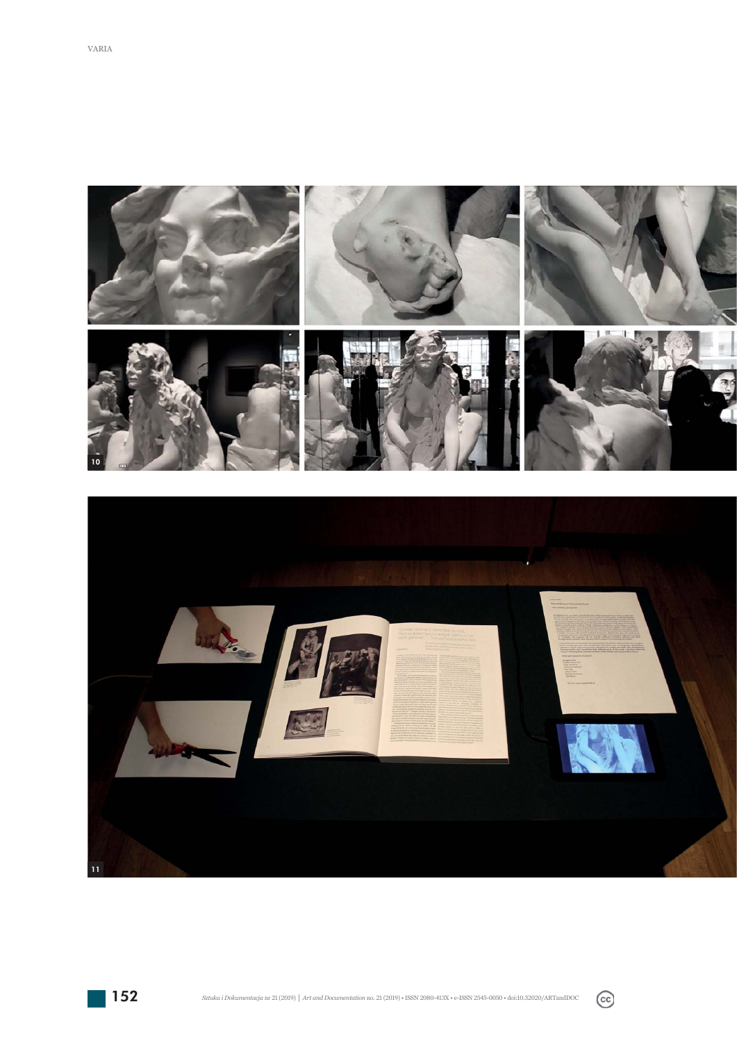10

11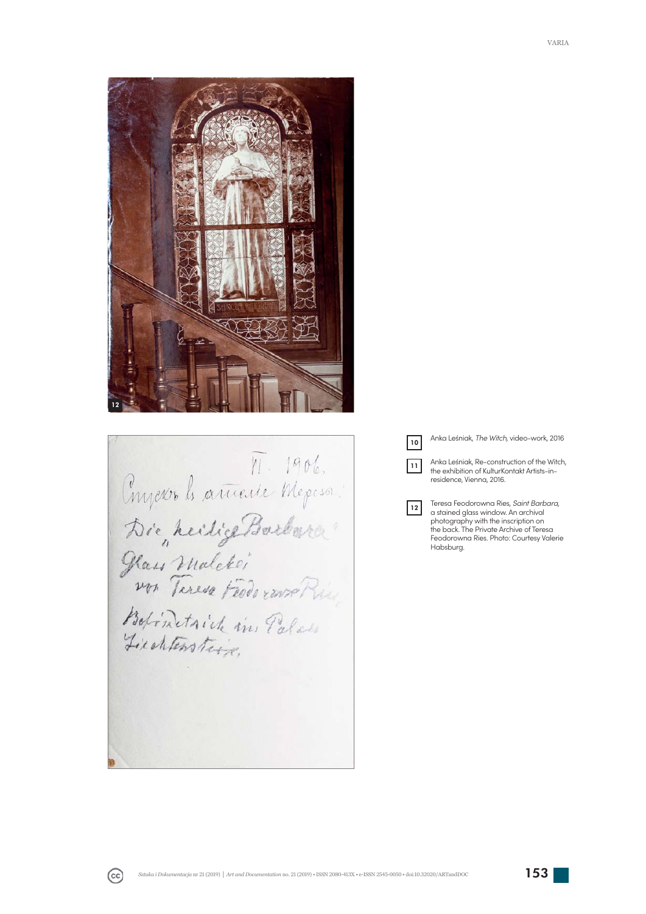10 Anka Leśniak, *The Witch,* video-work, 2016

11 Anka Leśniak, Re-construction of the Witch, the exhibition of KulturKontakt Artists-in-residence, Vienna, 2016.

12 Teresa Feodorowna Ries, *Saint Barbara,* a stained glass window. An archival photography with the inscription on the back. The Private Archive of Teresa Feodorowna Ries. Photo: Courtesy Valerie Habsburg.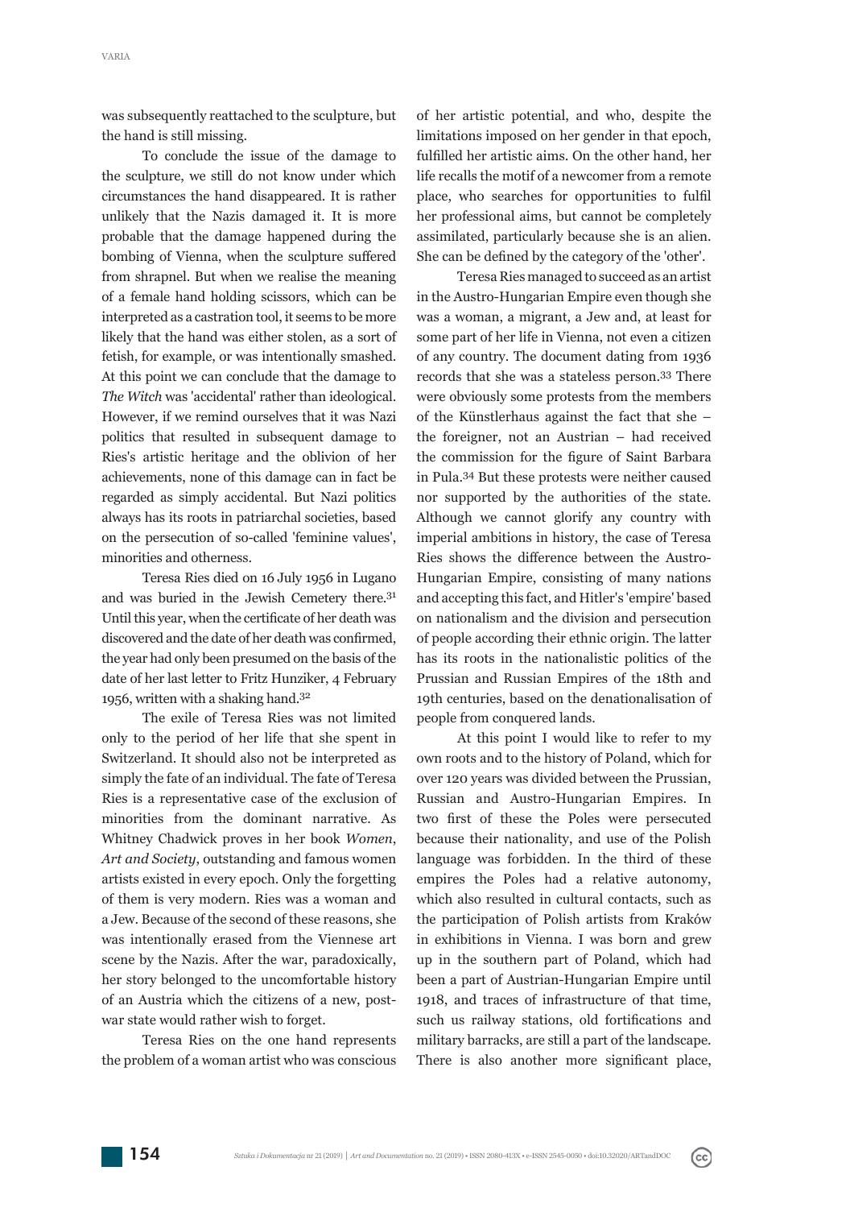was subsequently reattached to the sculpture, but the hand is still missing.

To conclude the issue of the damage to the sculpture, we still do not know under which circumstances the hand disappeared. It is rather unlikely that the Nazis damaged it. It is more probable that the damage happened during the bombing of Vienna, when the sculpture suffered from shrapnel. But when we realise the meaning of a female hand holding scissors, which can be interpreted as a castration tool, it seems to be more likely that the hand was either stolen, as a sort of fetish, for example, or was intentionally smashed. At this point we can conclude that the damage to *The Witch* was 'accidental' rather than ideological. However, if we remind ourselves that it was Nazi politics that resulted in subsequent damage to Ries's artistic heritage and the oblivion of her achievements, none of this damage can in fact be regarded as simply accidental. But Nazi politics always has its roots in patriarchal societies, based on the persecution of so-called 'feminine values', minorities and otherness.

Teresa Ries died on 16 July 1956 in Lugano and was buried in the Jewish Cemetery there.[31] Until this year, when the certificate of her death was discovered and the date of her death was confirmed, the year had only been presumed on the basis of the date of her last letter to Fritz Hunziker, 4 February 1956, written with a shaking hand.[32]

The exile of Teresa Ries was not limited only to the period of her life that she spent in Switzerland. It should also not be interpreted as simply the fate of an individual. The fate of Teresa Ries is a representative case of the exclusion of minorities from the dominant narrative. As Whitney Chadwick proves in her book *Women, Art and Society*, outstanding and famous women artists existed in every epoch. Only the forgetting of them is very modern. Ries was a woman and a Jew. Because of the second of these reasons, she was intentionally erased from the Viennese art scene by the Nazis. After the war, paradoxically, her story belonged to the uncomfortable history of an Austria which the citizens of a new, post-war state would rather wish to forget.

Teresa Ries on the one hand represents the problem of a woman artist who was conscious of her artistic potential, and who, despite the limitations imposed on her gender in that epoch, fulfilled her artistic aims. On the other hand, her life recalls the motif of a newcomer from a remote place, who searches for opportunities to fulfil her professional aims, but cannot be completely assimilated, particularly because she is an alien. She can be defined by the category of the 'other'.

Teresa Ries managed to succeed as an artist in the Austro-Hungarian Empire even though she was a woman, a migrant, a Jew and, at least for some part of her life in Vienna, not even a citizen of any country. The document dating from 1936 records that she was a stateless person.[33] There were obviously some protests from the members of the Künstlerhaus against the fact that she – the foreigner, not an Austrian – had received the commission for the figure of Saint Barbara in Pula.[34] But these protests were neither caused nor supported by the authorities of the state. Although we cannot glorify any country with imperial ambitions in history, the case of Teresa Ries shows the difference between the Austro-Hungarian Empire, consisting of many nations and accepting this fact, and Hitler's 'empire' based on nationalism and the division and persecution of people according their ethnic origin. The latter has its roots in the nationalistic politics of the Prussian and Russian Empires of the 18th and 19th centuries, based on the denationalisation of people from conquered lands.

At this point I would like to refer to my own roots and to the history of Poland, which for over 120 years was divided between the Prussian, Russian and Austro-Hungarian Empires. In two first of these the Poles were persecuted because their nationality, and use of the Polish language was forbidden. In the third of these empires the Poles had a relative autonomy, which also resulted in cultural contacts, such as the participation of Polish artists from Kraków in exhibitions in Vienna. I was born and grew up in the southern part of Poland, which had been a part of Austrian-Hungarian Empire until 1918, and traces of infrastructure of that time, such us railway stations, old fortifications and military barracks, are still a part of the landscape. There is also another more significant place,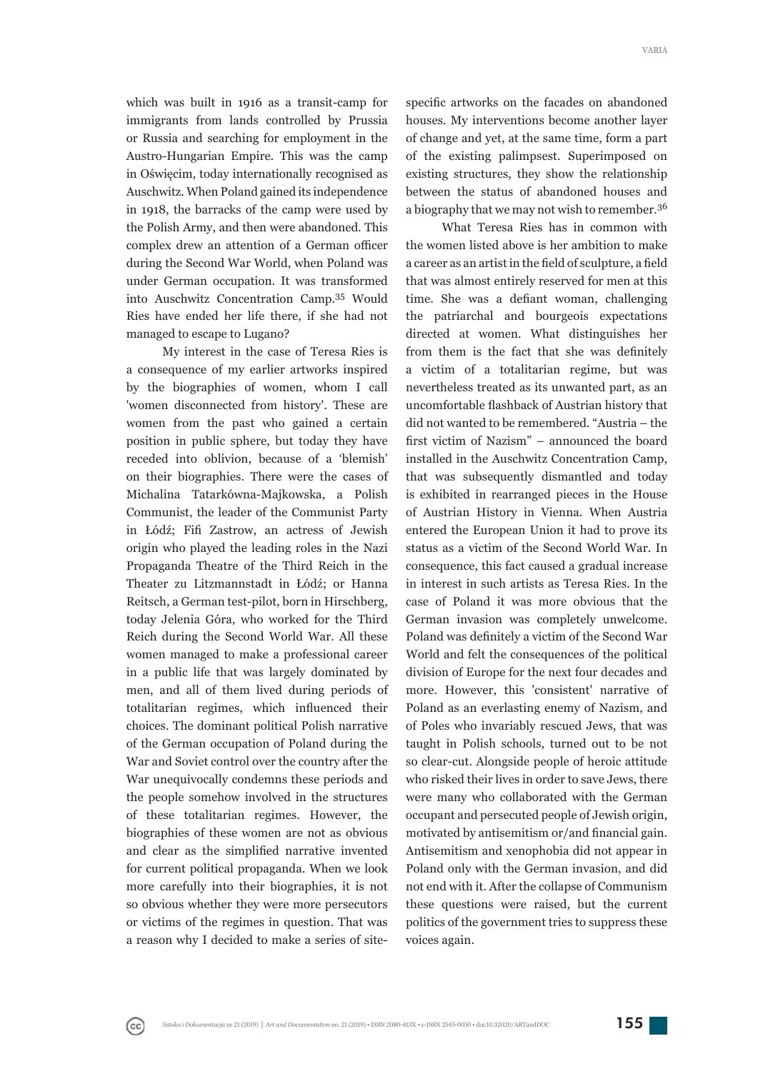which was built in 1916 as a transit-camp for immigrants from lands controlled by Prussia or Russia and searching for employment in the Austro-Hungarian Empire. This was the camp in Oświęcim, today internationally recognised as Auschwitz. When Poland gained its independence in 1918, the barracks of the camp were used by the Polish Army, and then were abandoned. This complex drew an attention of a German officer during the Second War World, when Poland was under German occupation. It was transformed into Auschwitz Concentration Camp.[35] Would Ries have ended her life there, if she had not managed to escape to Lugano?

My interest in the case of Teresa Ries is a consequence of my earlier artworks inspired by the biographies of women, whom I call 'women disconnected from history'. These are women from the past who gained a certain position in public sphere, but today they have receded into oblivion, because of a 'blemish' on their biographies. There were the cases of Michalina Tatarkówna-Majkowska, a Polish Communist, the leader of the Communist Party in Łódź; Fifi Zastrow, an actress of Jewish origin who played the leading roles in the Nazi Propaganda Theatre of the Third Reich in the Theater zu Litzmannstadt in Łódź; or Hanna Reitsch, a German test-pilot, born in Hirschberg, today Jelenia Góra, who worked for the Third Reich during the Second World War. All these women managed to make a professional career in a public life that was largely dominated by men, and all of them lived during periods of totalitarian regimes, which influenced their choices. The dominant political Polish narrative of the German occupation of Poland during the War and Soviet control over the country after the War unequivocally condemns these periods and the people somehow involved in the structures of these totalitarian regimes. However, the biographies of these women are not as obvious and clear as the simplified narrative invented for current political propaganda. When we look more carefully into their biographies, it is not so obvious whether they were more persecutors or victims of the regimes in question. That was a reason why I decided to make a series of site-specific artworks on the facades on abandoned houses. My interventions become another layer of change and yet, at the same time, form a part of the existing palimpsest. Superimposed on existing structures, they show the relationship between the status of abandoned houses and a biography that we may not wish to remember.[36]

What Teresa Ries has in common with the women listed above is her ambition to make a career as an artist in the field of sculpture, a field that was almost entirely reserved for men at this time. She was a defiant woman, challenging the patriarchal and bourgeois expectations directed at women. What distinguishes her from them is the fact that she was definitely a victim of a totalitarian regime, but was nevertheless treated as its unwanted part, as an uncomfortable flashback of Austrian history that did not wanted to be remembered. "Austria – the first victim of Nazism" – announced the board installed in the Auschwitz Concentration Camp, that was subsequently dismantled and today is exhibited in rearranged pieces in the House of Austrian History in Vienna. When Austria entered the European Union it had to prove its status as a victim of the Second World War. In consequence, this fact caused a gradual increase in interest in such artists as Teresa Ries. In the case of Poland it was more obvious that the German invasion was completely unwelcome. Poland was definitely a victim of the Second War World and felt the consequences of the political division of Europe for the next four decades and more. However, this 'consistent' narrative of Poland as an everlasting enemy of Nazism, and of Poles who invariably rescued Jews, that was taught in Polish schools, turned out to be not so clear-cut. Alongside people of heroic attitude who risked their lives in order to save Jews, there were many who collaborated with the German occupant and persecuted people of Jewish origin, motivated by antisemitism or/and financial gain. Antisemitism and xenophobia did not appear in Poland only with the German invasion, and did not end with it. After the collapse of Communism these questions were raised, but the current politics of the government tries to suppress these voices again.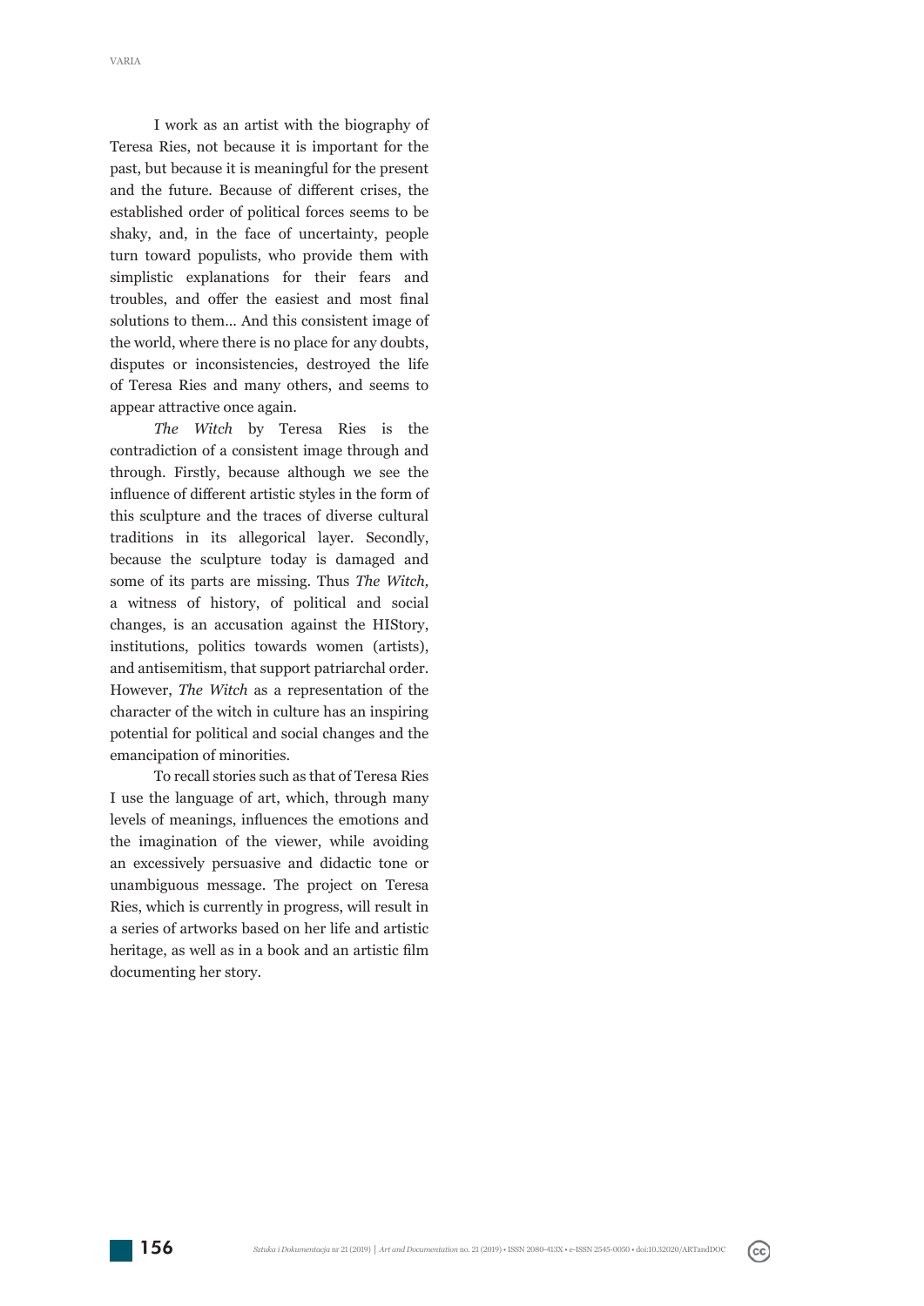I work as an artist with the biography of Teresa Ries, not because it is important for the past, but because it is meaningful for the present and the future. Because of different crises, the established order of political forces seems to be shaky, and, in the face of uncertainty, people turn toward populists, who provide them with simplistic explanations for their fears and troubles, and offer the easiest and most final solutions to them... And this consistent image of the world, where there is no place for any doubts, disputes or inconsistencies, destroyed the life of Teresa Ries and many others, and seems to appear attractive once again.

*The Witch* by Teresa Ries is the contradiction of a consistent image through and through. Firstly, because although we see the influence of different artistic styles in the form of this sculpture and the traces of diverse cultural traditions in its allegorical layer. Secondly, because the sculpture today is damaged and some of its parts are missing. Thus *The Witch*, a witness of history, of political and social changes, is an accusation against the HIStory, institutions, politics towards women (artists), and antisemitism, that support patriarchal order. However, *The Witch* as a representation of the character of the witch in culture has an inspiring potential for political and social changes and the emancipation of minorities.

To recall stories such as that of Teresa Ries I use the language of art, which, through many levels of meanings, influences the emotions and the imagination of the viewer, while avoiding an excessively persuasive and didactic tone or unambiguous message. The project on Teresa Ries, which is currently in progress, will result in a series of artworks based on her life and artistic heritage, as well as in a book and an artistic film documenting her story.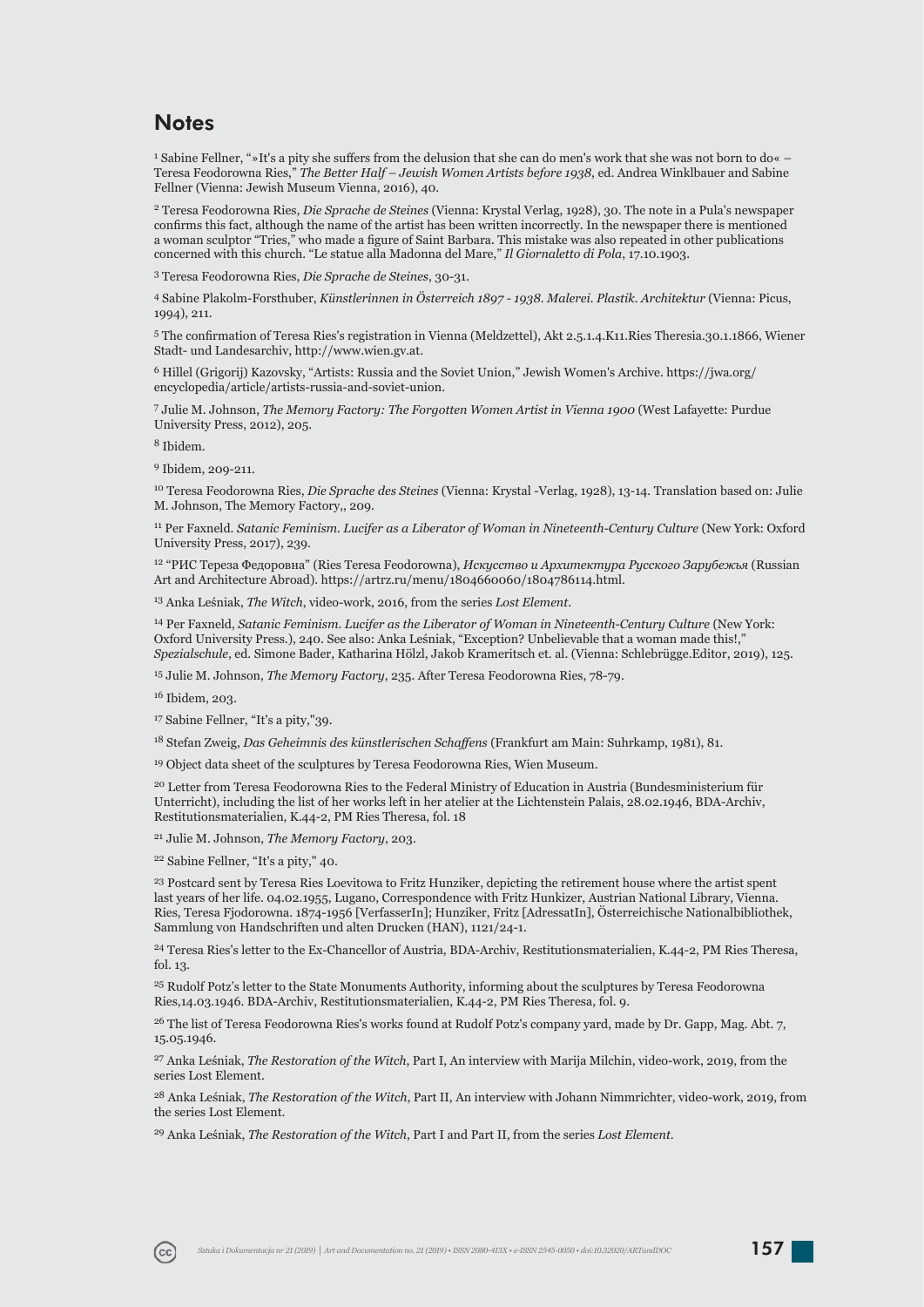## Notes

[1] Sabine Fellner, "»It's a pity she suffers from the delusion that she can do men's work that she was not born to do« – Teresa Feodorowna Ries," *The Better Half – Jewish Women Artists before 1938*, ed. Andrea Winklbauer and Sabine Fellner (Vienna: Jewish Museum Vienna, 2016), 40.

[2] Teresa Feodorowna Ries, *Die Sprache de Steines* (Vienna: Krystal Verlag, 1928), 30. The note in a Pula's newspaper confirms this fact, although the name of the artist has been written incorrectly. In the newspaper there is mentioned a woman sculptor "Tries," who made a figure of Saint Barbara. This mistake was also repeated in other publications concerned with this church. "Le statue alla Madonna del Mare," *Il Giornaletto di Pola*, 17.10.1903.

[3] Teresa Feodorowna Ries, *Die Sprache de Steines*, 30-31.

[4] Sabine Plakolm-Forsthuber, *Künstlerinnen in Österreich 1897 - 1938. Malerei. Plastik. Architektur* (Vienna: Picus, 1994), 211.

[5] The confirmation of Teresa Ries's registration in Vienna (Meldzettel), Akt 2.5.1.4.K11.Ries Theresia.30.1.1866, Wiener Stadt- und Landesarchiv, http://www.wien.gv.at.

[6] Hillel (Grigorij) Kazovsky, "Artists: Russia and the Soviet Union," Jewish Women's Archive. https://jwa.org/encyclopedia/article/artists-russia-and-soviet-union.

[7] Julie M. Johnson, *The Memory Factory: The Forgotten Women Artist in Vienna 1900* (West Lafayette: Purdue University Press, 2012), 205.

[8] Ibidem.

[9] Ibidem, 209-211.

[10] Teresa Feodorowna Ries, *Die Sprache des Steines* (Vienna: Krystal -Verlag, 1928), 13-14. Translation based on: Julie M. Johnson, The Memory Factory,, 209.

[11] Per Faxneld. *Satanic Feminism. Lucifer as a Liberator of Woman in Nineteenth-Century Culture* (New York: Oxford University Press, 2017), 239.

[12] "РИС Тереза Федоровна" (Ries Teresa Feodorowna), *Искусство и Архитектура Русского Зарубежья* (Russian Art and Architecture Abroad). https://artrz.ru/menu/1804660060/1804786114.html.

[13] Anka Leśniak, *The Witch*, video-work, 2016, from the series *Lost Element*.

[14] Per Faxneld, *Satanic Feminism. Lucifer as the Liberator of Woman in Nineteenth-Century Culture* (New York: Oxford University Press.), 240. See also: Anka Leśniak, "Exception? Unbelievable that a woman made this!," *Spezialschule*, ed. Simone Bader, Katharina Hölzl, Jakob Krameritsch et. al. (Vienna: Schlebrügge.Editor, 2019), 125.

[15] Julie M. Johnson, *The Memory Factory*, 235. After Teresa Feodorowna Ries, 78-79.

[16] Ibidem, 203.

[17] Sabine Fellner, "It's a pity,"39.

[18] Stefan Zweig, *Das Geheimnis des künstlerischen Schaffens* (Frankfurt am Main: Suhrkamp, 1981), 81.

[19] Object data sheet of the sculptures by Teresa Feodorowna Ries, Wien Museum.

[20] Letter from Teresa Feodorowna Ries to the Federal Ministry of Education in Austria (Bundesministerium für Unterricht), including the list of her works left in her atelier at the Lichtenstein Palais, 28.02.1946, BDA-Archiv, Restitutionsmaterialien, K.44-2, PM Ries Theresa, fol. 18

[21] Julie M. Johnson, *The Memory Factory*, 203.

[22] Sabine Fellner, "It's a pity," 40.

[23] Postcard sent by Teresa Ries Loevitowa to Fritz Hunziker, depicting the retirement house where the artist spent last years of her life. 04.02.1955, Lugano, Correspondence with Fritz Hunkizer, Austrian National Library, Vienna. Ries, Teresa Fjodorowna. 1874-1956 [VerfasserIn]; Hunziker, Fritz [AdressatIn], Österreichische Nationalbibliothek, Sammlung von Handschriften und alten Drucken (HAN), 1121/24-1.

[24] Teresa Ries's letter to the Ex-Chancellor of Austria, BDA-Archiv, Restitutionsmaterialien, K.44-2, PM Ries Theresa, fol. 13.

[25] Rudolf Potz's letter to the State Monuments Authority, informing about the sculptures by Teresa Feodorowna Ries,14.03.1946. BDA-Archiv, Restitutionsmaterialien, K.44-2, PM Ries Theresa, fol. 9.

[26] The list of Teresa Feodorowna Ries's works found at Rudolf Potz's company yard, made by Dr. Gapp, Mag. Abt. 7, 15.05.1946.

[27] Anka Leśniak, *The Restoration of the Witch*, Part I, An interview with Marija Milchin, video-work, 2019, from the series Lost Element.

[28] Anka Leśniak, *The Restoration of the Witch*, Part II, An interview with Johann Nimmrichter, video-work, 2019, from the series Lost Element.

[29] Anka Leśniak, *The Restoration of the Witch*, Part I and Part II, from the series *Lost Element*.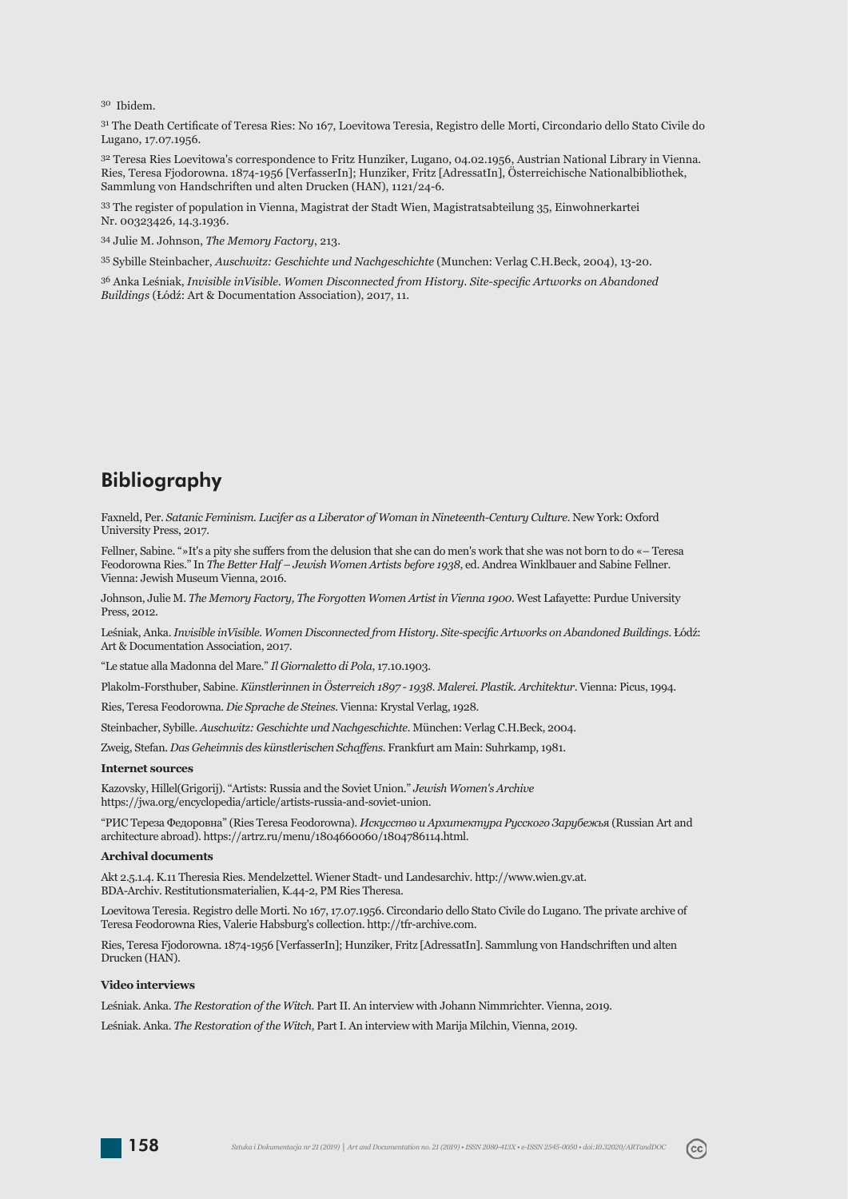[30] Ibidem.

[31] The Death Certificate of Teresa Ries: No 167, Loevitowa Teresia, Registro delle Morti, Circondario dello Stato Civile do Lugano, 17.07.1956.

[32] Teresa Ries Loevitowa's correspondence to Fritz Hunziker, Lugano, 04.02.1956, Austrian National Library in Vienna. Ries, Teresa Fjodorowna. 1874-1956 [VerfasserIn]; Hunziker, Fritz [AdressatIn], Österreichische Nationalbibliothek, Sammlung von Handschriften und alten Drucken (HAN), 1121/24-6.

[33] The register of population in Vienna, Magistrat der Stadt Wien, Magistratsabteilung 35, Einwohnerkartei Nr. 00323426, 14.3.1936.

[34] Julie M. Johnson, *The Memory Factory*, 213.

[35] Sybille Steinbacher, *Auschwitz: Geschichte und Nachgeschichte* (Munchen: Verlag C.H.Beck, 2004), 13-20.

[36] Anka Leśniak, *Invisible inVisible. Women Disconnected from History. Site-specific Artworks on Abandoned Buildings* (Łódź: Art & Documentation Association), 2017, 11.

## Bibliography

Faxneld, Per. *Satanic Feminism. Lucifer as a Liberator of Woman in Nineteenth-Century Culture*. New York: Oxford University Press, 2017.

Fellner, Sabine. "»It's a pity she suffers from the delusion that she can do men's work that she was not born to do «– Teresa Feodorowna Ries." In *The Better Half – Jewish Women Artists before 1938*, ed. Andrea Winklbauer and Sabine Fellner. Vienna: Jewish Museum Vienna, 2016.

Johnson, Julie M. *The Memory Factory, The Forgotten Women Artist in Vienna 1900*. West Lafayette: Purdue University Press, 2012.

Leśniak, Anka. *Invisible inVisible. Women Disconnected from History. Site-specific Artworks on Abandoned Buildings*. Łódź: Art & Documentation Association, 2017.

"Le statue alla Madonna del Mare." *Il Giornaletto di Pola*, 17.10.1903.

Plakolm-Forsthuber, Sabine. *Künstlerinnen in Österreich 1897 - 1938. Malerei. Plastik. Architektur*. Vienna: Picus, 1994.

Ries, Teresa Feodorowna. *Die Sprache de Steines*. Vienna: Krystal Verlag, 1928.

Steinbacher, Sybille. *Auschwitz: Geschichte und Nachgeschichte*. München: Verlag C.H.Beck, 2004.

Zweig, Stefan. *Das Geheimnis des künstlerischen Schaffens*. Frankfurt am Main: Suhrkamp, 1981.

**Internet sources**

Kazovsky, Hillel(Grigorij). "Artists: Russia and the Soviet Union." *Jewish Women's Archive* https://jwa.org/encyclopedia/article/artists-russia-and-soviet-union.

"РИС Тереза Федоровна" (Ries Teresa Feodorowna). *Искусство и Архитектура Русского Зарубежья* (Russian Art and architecture abroad). https://artrz.ru/menu/1804660060/1804786114.html.

**Archival documents**

Akt 2.5.1.4. K.11 Theresia Ries. Mendelzettel. Wiener Stadt- und Landesarchiv. http://www.wien.gv.at.
BDA-Archiv. Restitutionsmaterialien, K.44-2, PM Ries Theresa.

Loevitowa Teresia. Registro delle Morti. No 167, 17.07.1956. Circondario dello Stato Civile do Lugano. The private archive of Teresa Feodorowna Ries, Valerie Habsburg's collection. http://tfr-archive.com.

Ries, Teresa Fjodorowna. 1874-1956 [VerfasserIn]; Hunziker, Fritz [AdressatIn]. Sammlung von Handschriften und alten Drucken (HAN).

**Video interviews**

Leśniak. Anka. *The Restoration of the Witch.* Part II. An interview with Johann Nimmrichter. Vienna, 2019.

Leśniak. Anka. *The Restoration of the Witch,* Part I. An interview with Marija Milchin, Vienna, 2019.